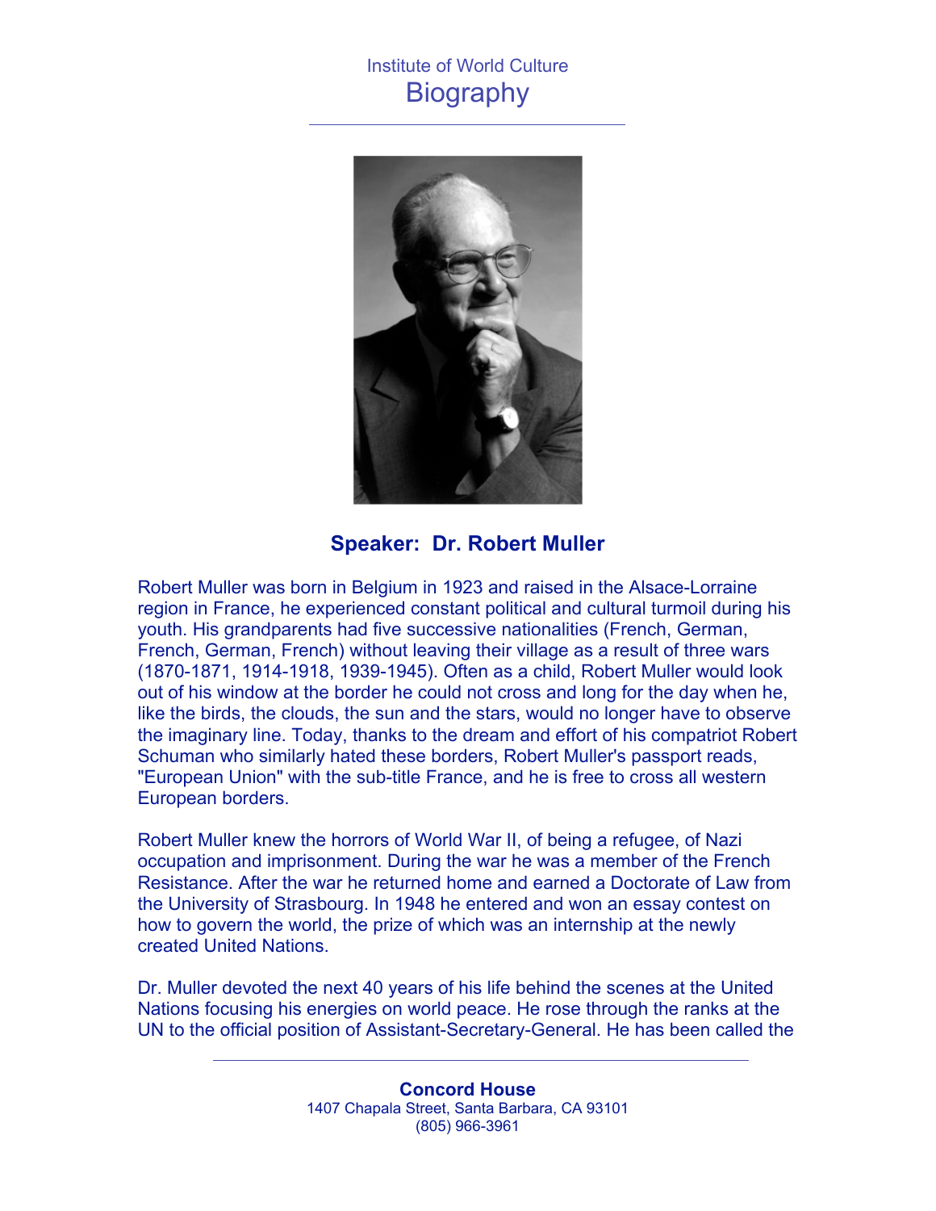Institute of World Culture

# Biography

## Speaker: Dr. Robert Muller

Robert Muller was born in Belgium in 1923 and raised in the Alsace-Lorraine region in France, he experienced constant political and cultural turmoil during his youth. His grandparents had five successive nationalities (French, German, French, German, French) without leaving their village as a result of three wars (1870-1871, 1914-1918, 1939-1945). Often as a child, Robert Muller would look out of his window at the border he could not cross and long for the day when he, like the birds, the clouds, the sun and the stars, would no longer have to observe the imaginary line. Today, thanks to the dream and effort of his compatriot Robert Schuman who similarly hated these borders, Robert Muller's passport reads, "European Union" with the sub-title France, and he is free to cross all western European borders.

Robert Muller knew the horrors of World War II, of being a refugee, of Nazi occupation and imprisonment. During the war he was a member of the French Resistance. After the war he returned home and earned a Doctorate of Law from the University of Strasbourg. In 1948 he entered and won an essay contest on how to govern the world, the prize of which was an internship at the newly created United Nations.

Dr. Muller devoted the next 40 years of his life behind the scenes at the United Nations focusing his energies on world peace. He rose through the ranks at the UN to the official position of Assistant-Secretary-General. He has been called the

**Concord House**
1407 Chapala Street, Santa Barbara, CA 93101
(805) 966-3961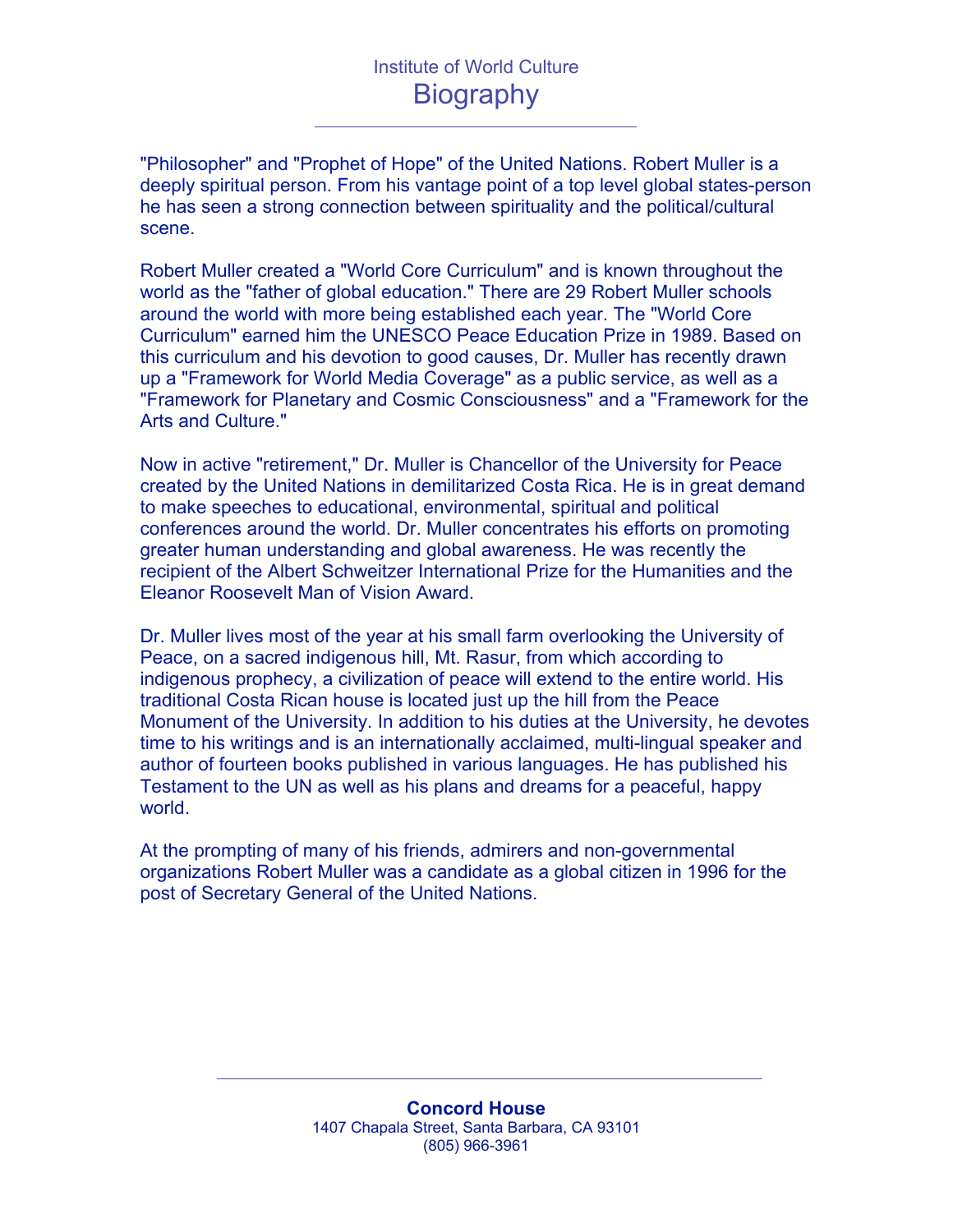"Philosopher" and "Prophet of Hope" of the United Nations. Robert Muller is a deeply spiritual person. From his vantage point of a top level global states-person he has seen a strong connection between spirituality and the political/cultural scene.

Robert Muller created a "World Core Curriculum" and is known throughout the world as the "father of global education." There are 29 Robert Muller schools around the world with more being established each year. The "World Core Curriculum" earned him the UNESCO Peace Education Prize in 1989. Based on this curriculum and his devotion to good causes, Dr. Muller has recently drawn up a "Framework for World Media Coverage" as a public service, as well as a "Framework for Planetary and Cosmic Consciousness" and a "Framework for the Arts and Culture."

Now in active "retirement," Dr. Muller is Chancellor of the University for Peace created by the United Nations in demilitarized Costa Rica. He is in great demand to make speeches to educational, environmental, spiritual and political conferences around the world. Dr. Muller concentrates his efforts on promoting greater human understanding and global awareness. He was recently the recipient of the Albert Schweitzer International Prize for the Humanities and the Eleanor Roosevelt Man of Vision Award.

Dr. Muller lives most of the year at his small farm overlooking the University of Peace, on a sacred indigenous hill, Mt. Rasur, from which according to indigenous prophecy, a civilization of peace will extend to the entire world. His traditional Costa Rican house is located just up the hill from the Peace Monument of the University. In addition to his duties at the University, he devotes time to his writings and is an internationally acclaimed, multi-lingual speaker and author of fourteen books published in various languages. He has published his Testament to the UN as well as his plans and dreams for a peaceful, happy world.

At the prompting of many of his friends, admirers and non-governmental organizations Robert Muller was a candidate as a global citizen in 1996 for the post of Secretary General of the United Nations.